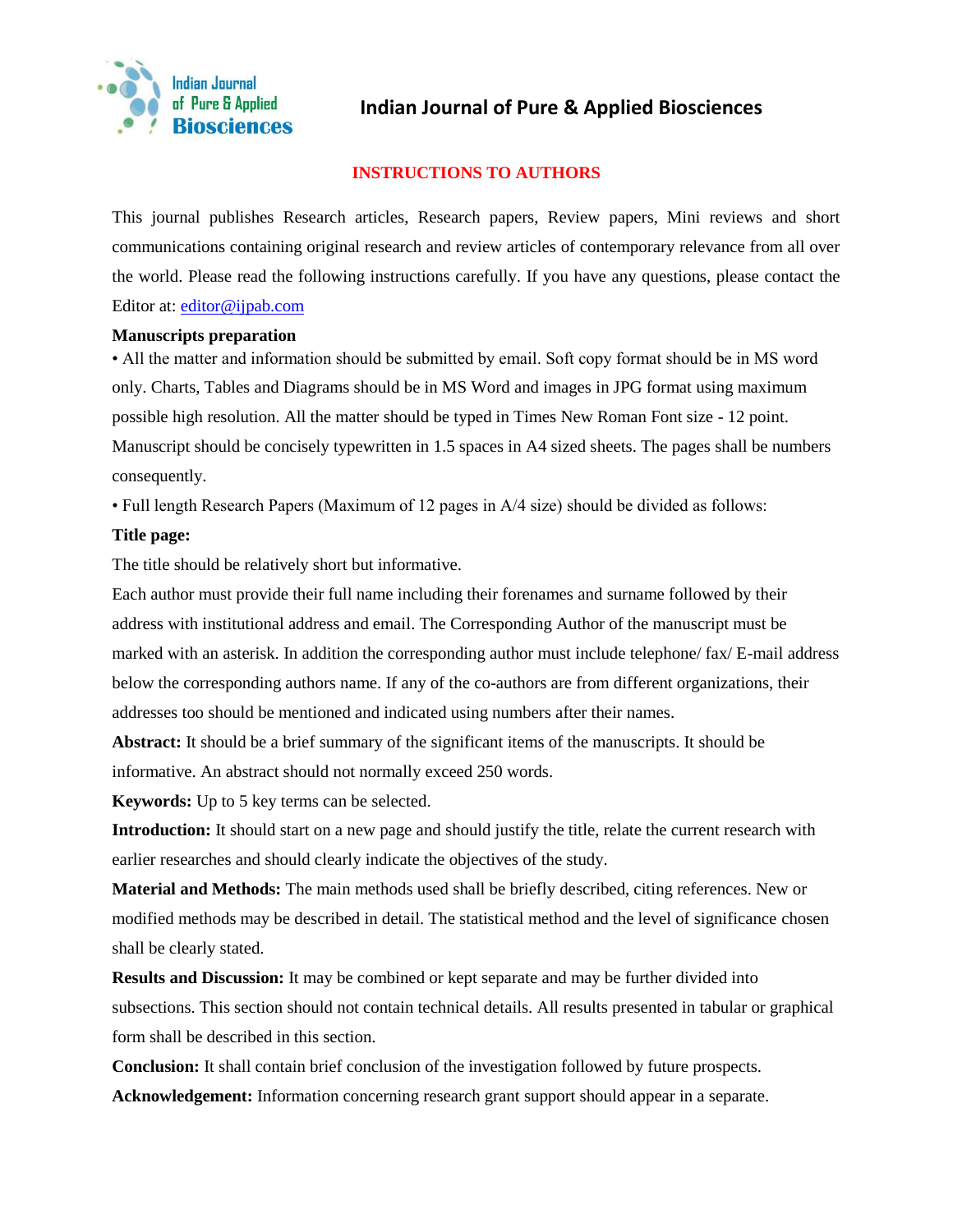# Indian Journal of Pure & Applied Biosciences

## INSTRUCTIONS TO AUTHORS

This journal publishes Research articles, Research papers, Review papers, Mini reviews and short communications containing original research and review articles of contemporary relevance from all over the world. Please read the following instructions carefully. If you have any questions, please contact the Editor at: editor@ijpab.com

**Manuscripts preparation**

• All the matter and information should be submitted by email. Soft copy format should be in MS word only. Charts, Tables and Diagrams should be in MS Word and images in JPG format using maximum possible high resolution. All the matter should be typed in Times New Roman Font size - 12 point. Manuscript should be concisely typewritten in 1.5 spaces in A4 sized sheets. The pages shall be numbers consequently.

• Full length Research Papers (Maximum of 12 pages in A/4 size) should be divided as follows:

**Title page:**

The title should be relatively short but informative.

Each author must provide their full name including their forenames and surname followed by their address with institutional address and email. The Corresponding Author of the manuscript must be marked with an asterisk. In addition the corresponding author must include telephone/ fax/ E-mail address below the corresponding authors name. If any of the co-authors are from different organizations, their addresses too should be mentioned and indicated using numbers after their names.

**Abstract:** It should be a brief summary of the significant items of the manuscripts. It should be informative. An abstract should not normally exceed 250 words.

**Keywords:** Up to 5 key terms can be selected.

**Introduction:** It should start on a new page and should justify the title, relate the current research with earlier researches and should clearly indicate the objectives of the study.

**Material and Methods:** The main methods used shall be briefly described, citing references. New or modified methods may be described in detail. The statistical method and the level of significance chosen shall be clearly stated.

**Results and Discussion:** It may be combined or kept separate and may be further divided into subsections. This section should not contain technical details. All results presented in tabular or graphical form shall be described in this section.

**Conclusion:** It shall contain brief conclusion of the investigation followed by future prospects.

**Acknowledgement:** Information concerning research grant support should appear in a separate.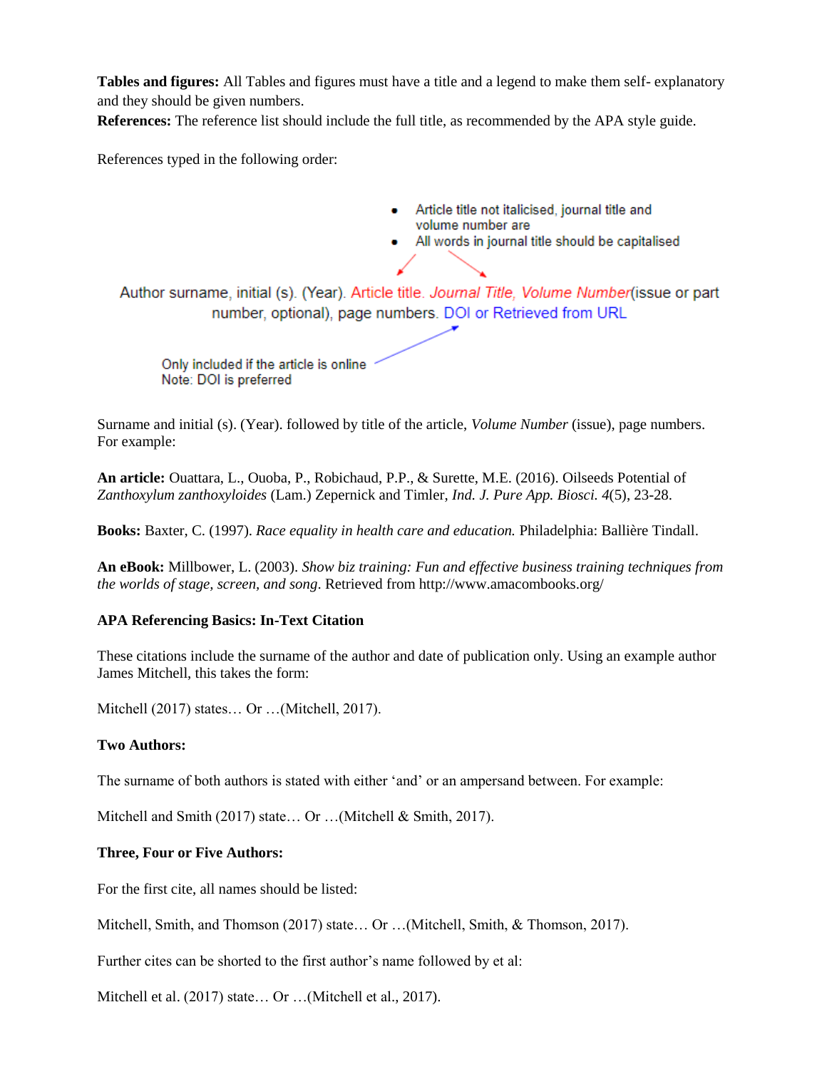**Tables and figures:** All Tables and figures must have a title and a legend to make them self- explanatory and they should be given numbers.

**References:** The reference list should include the full title, as recommended by the APA style guide.

References typed in the following order:

- Article title not italicised, journal title and volume number are
- All words in journal title should be capitalised

Author surname, initial (s). (Year). Article title. *Journal Title, Volume Number*(issue or part number, optional), page numbers. DOI or Retrieved from URL

Only included if the article is online
Note: DOI is preferred

Surname and initial (s). (Year). followed by title of the article, *Volume Number* (issue), page numbers. For example:

**An article:** Ouattara, L., Ouoba, P., Robichaud, P.P., & Surette, M.E. (2016). Oilseeds Potential of *Zanthoxylum zanthoxyloides* (Lam.) Zepernick and Timler, *Ind. J. Pure App. Biosci. 4*(5), 23-28.

**Books:** Baxter, C. (1997). *Race equality in health care and education.* Philadelphia: Ballière Tindall.

**An eBook:** Millbower, L. (2003). *Show biz training: Fun and effective business training techniques from the worlds of stage, screen, and song*. Retrieved from http://www.amacombooks.org/

**APA Referencing Basics: In-Text Citation**

These citations include the surname of the author and date of publication only. Using an example author James Mitchell, this takes the form:

Mitchell (2017) states… Or …(Mitchell, 2017).

**Two Authors:**

The surname of both authors is stated with either 'and' or an ampersand between. For example:

Mitchell and Smith (2017) state… Or …(Mitchell & Smith, 2017).

**Three, Four or Five Authors:**

For the first cite, all names should be listed:

Mitchell, Smith, and Thomson (2017) state… Or …(Mitchell, Smith, & Thomson, 2017).

Further cites can be shorted to the first author's name followed by et al:

Mitchell et al. (2017) state… Or …(Mitchell et al., 2017).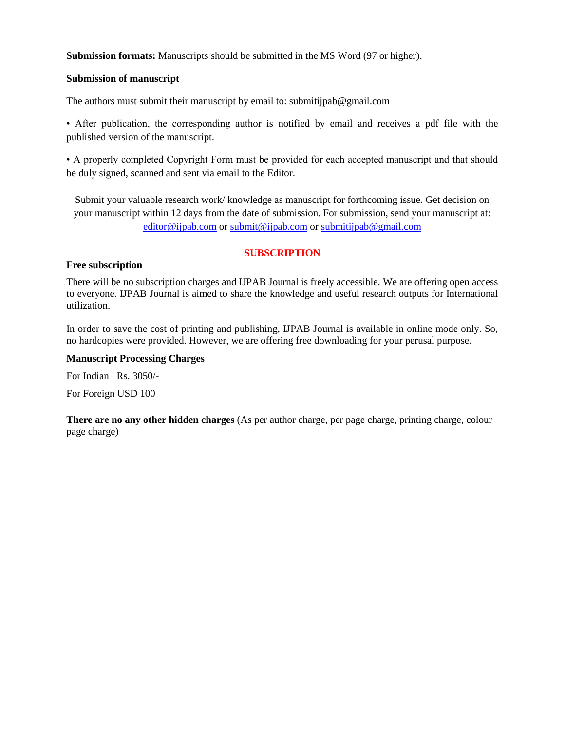**Submission formats:** Manuscripts should be submitted in the MS Word (97 or higher).

**Submission of manuscript**

The authors must submit their manuscript by email to: submitijpab@gmail.com

- After publication, the corresponding author is notified by email and receives a pdf file with the published version of the manuscript.
- A properly completed Copyright Form must be provided for each accepted manuscript and that should be duly signed, scanned and sent via email to the Editor.

Submit your valuable research work/ knowledge as manuscript for forthcoming issue. Get decision on your manuscript within 12 days from the date of submission. For submission, send your manuscript at: editor@ijpab.com or submit@ijpab.com or submitijpab@gmail.com

## SUBSCRIPTION

**Free subscription**

There will be no subscription charges and IJPAB Journal is freely accessible. We are offering open access to everyone. IJPAB Journal is aimed to share the knowledge and useful research outputs for International utilization.

In order to save the cost of printing and publishing, IJPAB Journal is available in online mode only. So, no hardcopies were provided. However, we are offering free downloading for your perusal purpose.

**Manuscript Processing Charges**

For Indian Rs. 3050/-

For Foreign USD 100

**There are no any other hidden charges** (As per author charge, per page charge, printing charge, colour page charge)